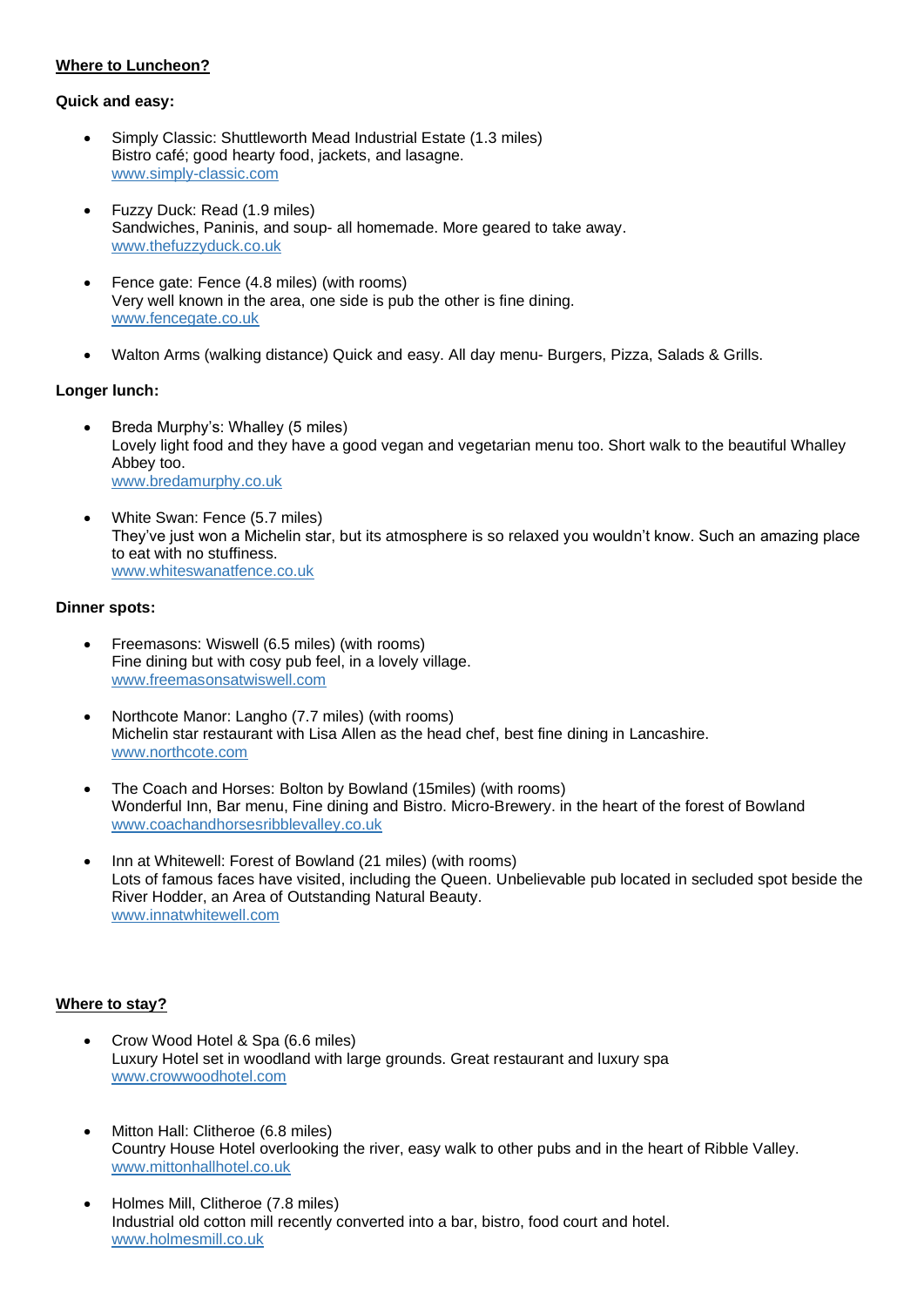**Where to Luncheon?**

**Quick and easy:**

- Simply Classic: Shuttleworth Mead Industrial Estate (1.3 miles)
  Bistro café; good hearty food, jackets, and lasagne.
  www.simply-classic.com

- Fuzzy Duck: Read (1.9 miles)
  Sandwiches, Paninis, and soup- all homemade. More geared to take away.
  www.thefuzzyduck.co.uk

- Fence gate: Fence (4.8 miles) (with rooms)
  Very well known in the area, one side is pub the other is fine dining.
  www.fencegate.co.uk

- Walton Arms (walking distance) Quick and easy. All day menu- Burgers, Pizza, Salads & Grills.

**Longer lunch:**

- Breda Murphy's: Whalley (5 miles)
  Lovely light food and they have a good vegan and vegetarian menu too. Short walk to the beautiful Whalley Abbey too.
  www.bredamurphy.co.uk

- White Swan: Fence (5.7 miles)
  They've just won a Michelin star, but its atmosphere is so relaxed you wouldn't know. Such an amazing place to eat with no stuffiness.
  www.whiteswanatfence.co.uk

**Dinner spots:**

- Freemasons: Wiswell (6.5 miles) (with rooms)
  Fine dining but with cosy pub feel, in a lovely village.
  www.freemasonsatwiswell.com

- Northcote Manor: Langho (7.7 miles) (with rooms)
  Michelin star restaurant with Lisa Allen as the head chef, best fine dining in Lancashire.
  www.northcote.com

- The Coach and Horses: Bolton by Bowland (15miles) (with rooms)
  Wonderful Inn, Bar menu, Fine dining and Bistro. Micro-Brewery. in the heart of the forest of Bowland
  www.coachandhorsesribblevalley.co.uk

- Inn at Whitewell: Forest of Bowland (21 miles) (with rooms)
  Lots of famous faces have visited, including the Queen. Unbelievable pub located in secluded spot beside the River Hodder, an Area of Outstanding Natural Beauty.
  www.innatwhitewell.com

**Where to stay?**

- Crow Wood Hotel & Spa (6.6 miles)
  Luxury Hotel set in woodland with large grounds. Great restaurant and luxury spa
  www.crowwoodhotel.com

- Mitton Hall: Clitheroe (6.8 miles)
  Country House Hotel overlooking the river, easy walk to other pubs and in the heart of Ribble Valley.
  www.mittonhallhotel.co.uk

- Holmes Mill, Clitheroe (7.8 miles)
  Industrial old cotton mill recently converted into a bar, bistro, food court and hotel.
  www.holmesmill.co.uk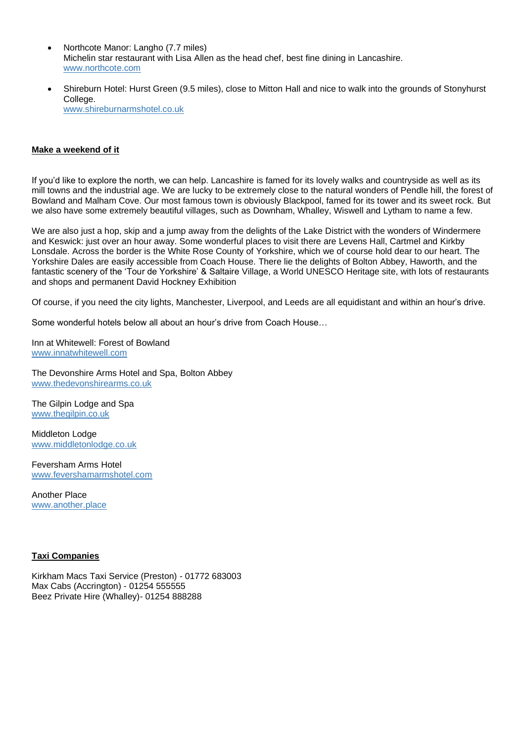- Northcote Manor: Langho (7.7 miles)
  Michelin star restaurant with Lisa Allen as the head chef, best fine dining in Lancashire.
  www.northcote.com

- Shireburn Hotel: Hurst Green (9.5 miles), close to Mitton Hall and nice to walk into the grounds of Stonyhurst College.
  www.shireburnarmshotel.co.uk

**Make a weekend of it**

If you'd like to explore the north, we can help. Lancashire is famed for its lovely walks and countryside as well as its mill towns and the industrial age. We are lucky to be extremely close to the natural wonders of Pendle hill, the forest of Bowland and Malham Cove. Our most famous town is obviously Blackpool, famed for its tower and its sweet rock. But we also have some extremely beautiful villages, such as Downham, Whalley, Wiswell and Lytham to name a few.

We are also just a hop, skip and a jump away from the delights of the Lake District with the wonders of Windermere and Keswick: just over an hour away. Some wonderful places to visit there are Levens Hall, Cartmel and Kirkby Lonsdale. Across the border is the White Rose County of Yorkshire, which we of course hold dear to our heart. The Yorkshire Dales are easily accessible from Coach House. There lie the delights of Bolton Abbey, Haworth, and the fantastic scenery of the 'Tour de Yorkshire' & Saltaire Village, a World UNESCO Heritage site, with lots of restaurants and shops and permanent David Hockney Exhibition

Of course, if you need the city lights, Manchester, Liverpool, and Leeds are all equidistant and within an hour's drive.

Some wonderful hotels below all about an hour's drive from Coach House…

Inn at Whitewell: Forest of Bowland
www.innatwhitewell.com

The Devonshire Arms Hotel and Spa, Bolton Abbey
www.thedevonshirearms.co.uk

The Gilpin Lodge and Spa
www.thegilpin.co.uk

Middleton Lodge
www.middletonlodge.co.uk

Feversham Arms Hotel
www.fevershamarmshotel.com

Another Place
www.another.place

**Taxi Companies**

Kirkham Macs Taxi Service (Preston) - 01772 683003
Max Cabs (Accrington) - 01254 555555
Beez Private Hire (Whalley)- 01254 888288